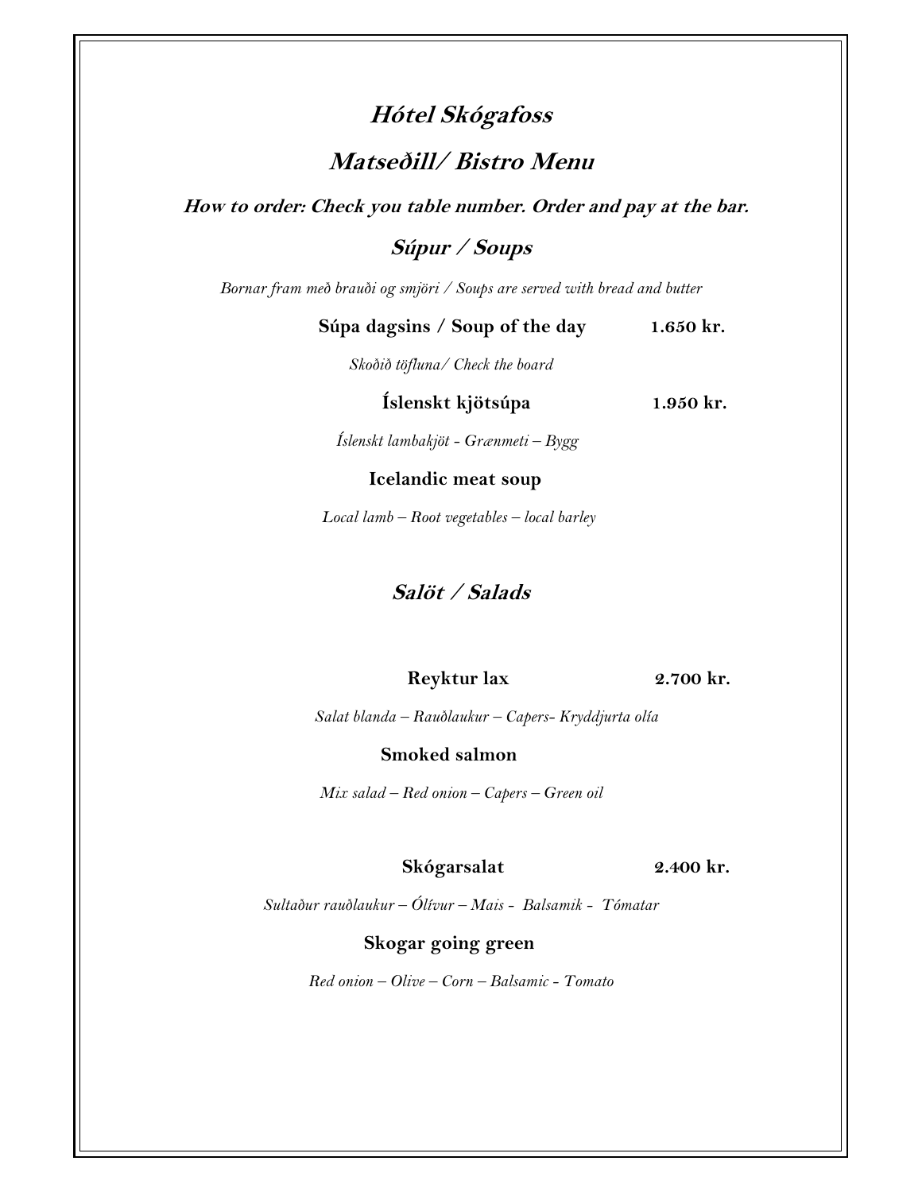# Hótel Skógafoss

## Matseðill/ Bistro Menu

**How to order: Check you table number. Order and pay at the bar.**

## Súpur / Soups

*Bornar fram með brauði og smjöri / Soups are served with bread and butter*

**Súpa dagsins / Soup of the day** **1.650 kr.**

*Skoðið töfluna/ Check the board*

**Íslenskt kjötsúpa** **1.950 kr.**

*Íslenskt lambakjöt - Grænmeti – Bygg*

**Icelandic meat soup**

*Local lamb – Root vegetables – local barley*

## Salöt / Salads

**Reyktur lax** **2.700 kr.**

*Salat blanda – Rauðlaukur – Capers- Kryddjurta olía*

**Smoked salmon**

*Mix salad – Red onion – Capers – Green oil*

**Skógarsalat** **2.400 kr.**

*Sultaður rauðlaukur – Ólívur – Mais - Balsamik - Tómatar*

**Skogar going green**

*Red onion – Olive – Corn – Balsamic - Tomato*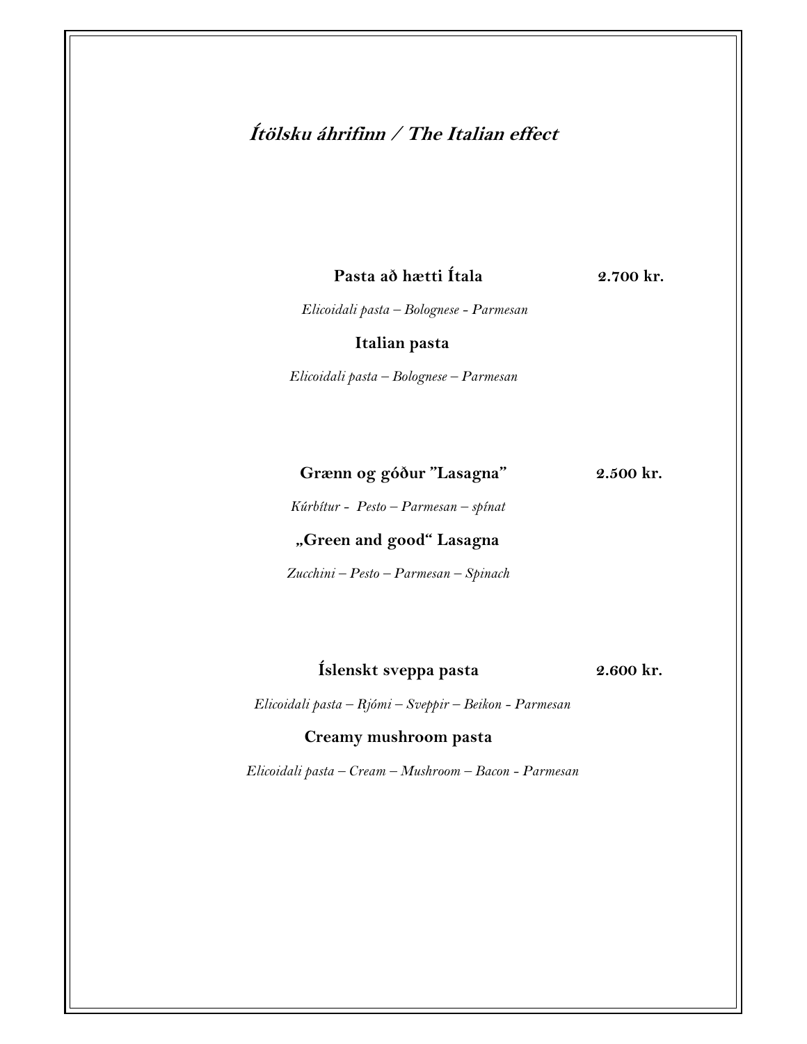## *Ítölsku áhrifinn / The Italian effect*

**Pasta að hætti Ítala** **2.700 kr.**

*Elicoidali pasta – Bolognese - Parmesan*

**Italian pasta**

*Elicoidali pasta – Bolognese – Parmesan*

**Grænn og góður "Lasagna"** **2.500 kr.**

*Kúrbítur - Pesto – Parmesan – spínat*

**„Green and good" Lasagna**

*Zucchini – Pesto – Parmesan – Spinach*

**Íslenskt sveppa pasta** **2.600 kr.**

*Elicoidali pasta – Rjómi – Sveppir – Beikon - Parmesan*

**Creamy mushroom pasta**

*Elicoidali pasta – Cream – Mushroom – Bacon - Parmesan*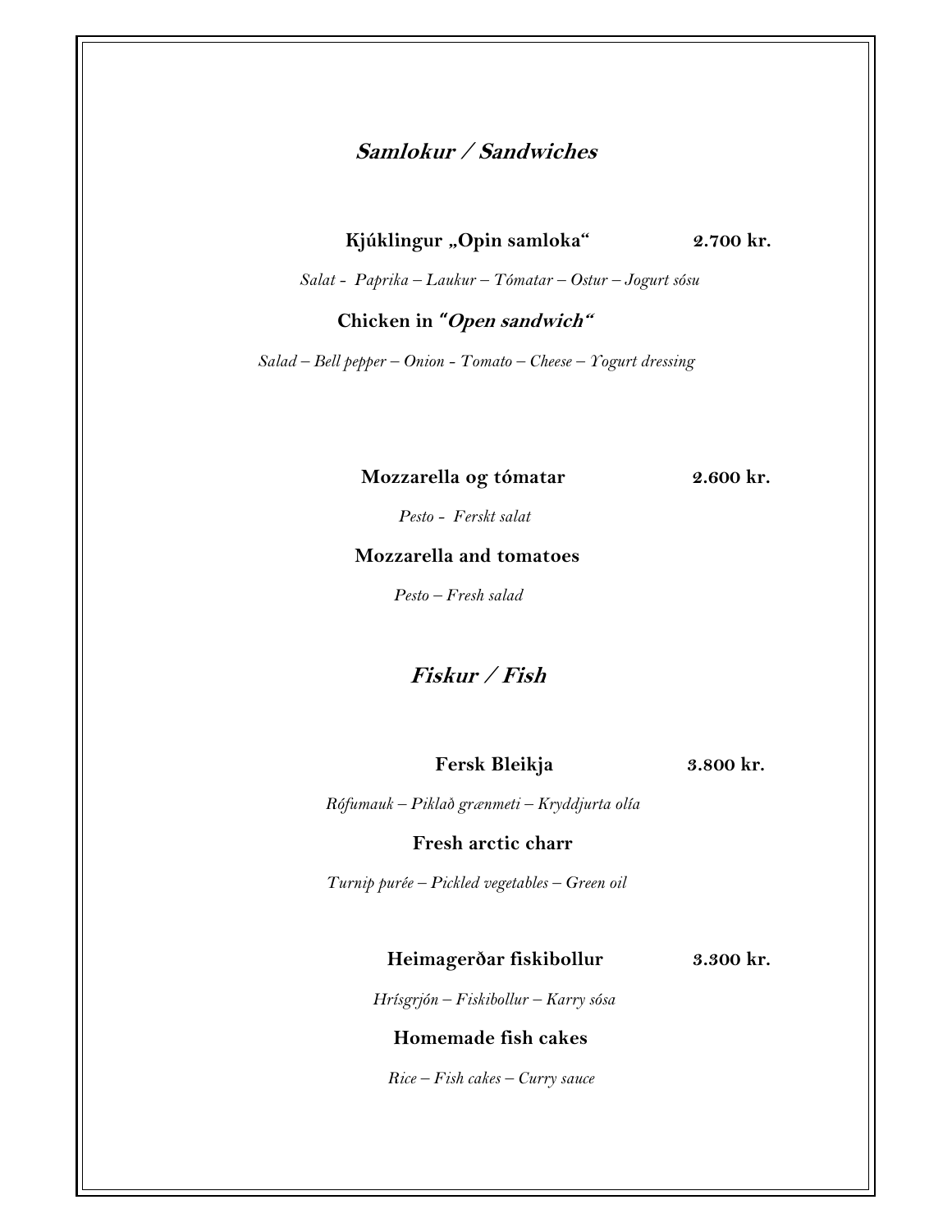## *Samlokur / Sandwiches*

**Kjúklingur „Opin samloka“** **2.700 kr.**

*Salat - Paprika – Laukur – Tómatar – Ostur – Jogurt sósu*

**Chicken in *“Open sandwich“***

*Salad – Bell pepper – Onion - Tomato – Cheese – Yogurt dressing*

**Mozzarella og tómatar** **2.600 kr.**

*Pesto - Ferskt salat*

**Mozzarella and tomatoes**

*Pesto – Fresh salad*

## *Fiskur / Fish*

**Fersk Bleikja** **3.800 kr.**

*Rófumauk – Piklað grænmeti – Kryddjurta olía*

**Fresh arctic charr**

*Turnip purée – Pickled vegetables – Green oil*

**Heimagerðar fiskibollur** **3.300 kr.**

*Hrísgrjón – Fiskibollur – Karry sósa*

**Homemade fish cakes**

*Rice – Fish cakes – Curry sauce*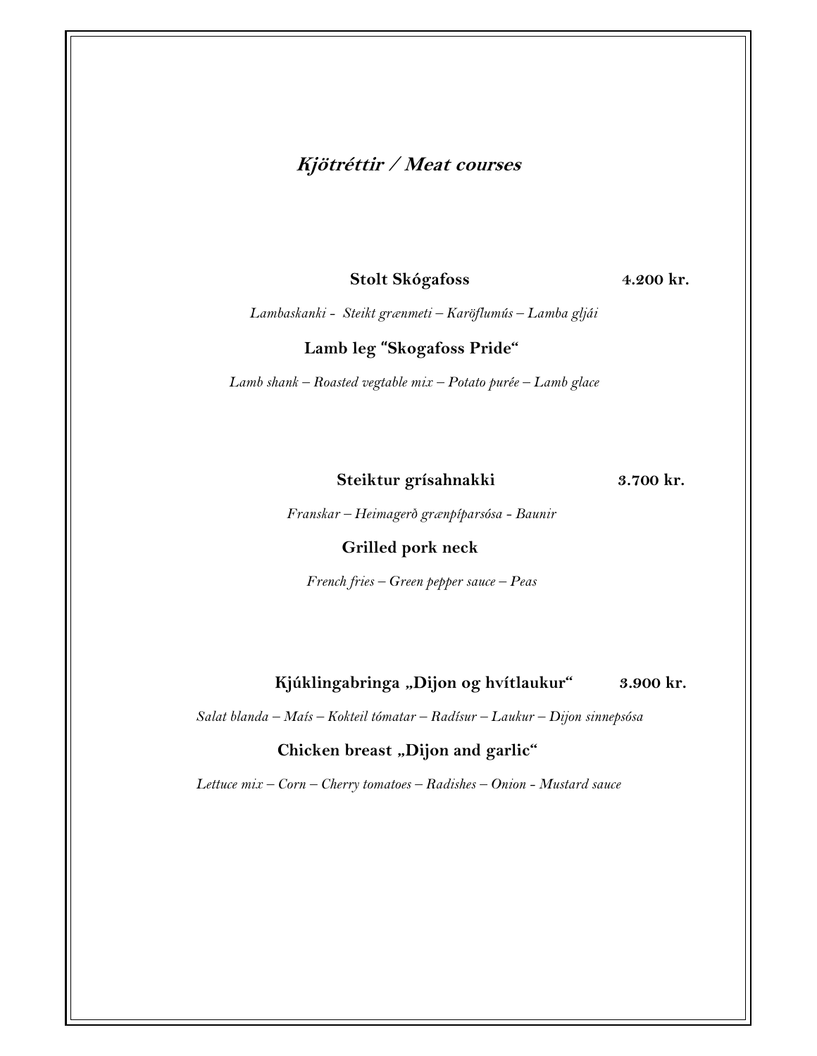## ***Kjötréttir / Meat courses***

**Stolt Skógafoss** **4.200 kr.**

*Lambaskanki - Steikt grænmeti – Karöflumús – Lamba gljái*

**Lamb leg "Skogafoss Pride"**

*Lamb shank – Roasted vegtable mix – Potato purée – Lamb glace*

**Steiktur grísahnakki** **3.700 kr.**

*Franskar – Heimagerð grænpíparsósa - Baunir*

**Grilled pork neck**

*French fries – Green pepper sauce – Peas*

**Kjúklingabringa „Dijon og hvítlaukur"** **3.900 kr.**

*Salat blanda – Maís – Kokteil tómatar – Radísur – Laukur – Dijon sinnepsósa*

**Chicken breast „Dijon and garlic"**

*Lettuce mix – Corn – Cherry tomatoes – Radishes – Onion - Mustard sauce*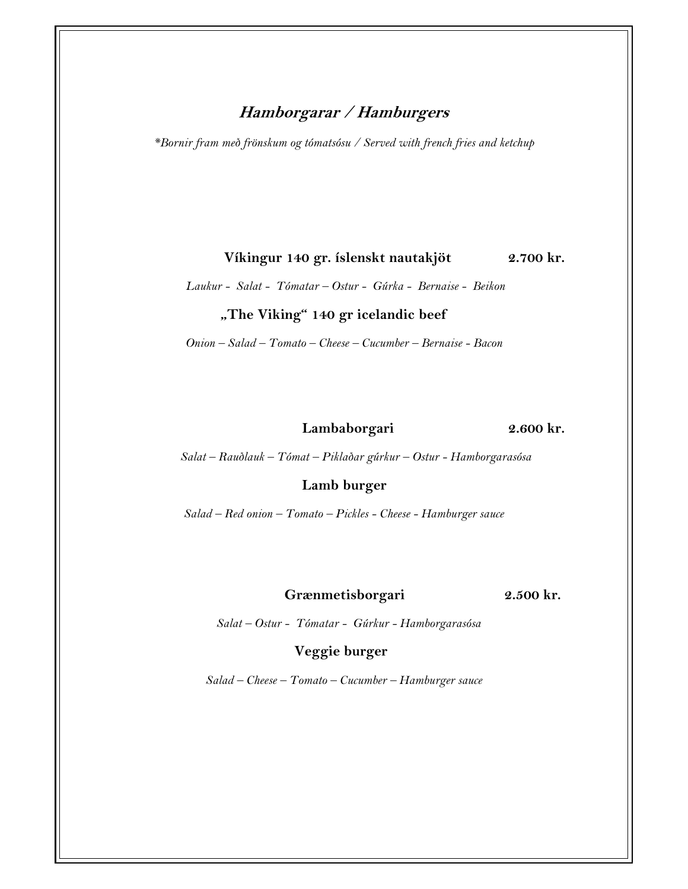## *Hamborgarar / Hamburgers*

*\*Bornir fram með frönskum og tómatsósu / Served with french fries and ketchup*

**Víkingur 140 gr. íslenskt nautakjöt** **2.700 kr.**

*Laukur - Salat - Tómatar – Ostur - Gúrka - Bernaise - Beikon*

**„The Viking“ 140 gr icelandic beef**

*Onion – Salad – Tomato – Cheese – Cucumber – Bernaise - Bacon*

**Lambaborgari** **2.600 kr.**

*Salat – Rauðlauk – Tómat – Piklaðar gúrkur – Ostur - Hamborgarasósa*

**Lamb burger**

*Salad – Red onion – Tomato – Pickles - Cheese - Hamburger sauce*

**Grænmetisborgari** **2.500 kr.**

*Salat – Ostur - Tómatar - Gúrkur - Hamborgarasósa*

**Veggie burger**

*Salad – Cheese – Tomato – Cucumber – Hamburger sauce*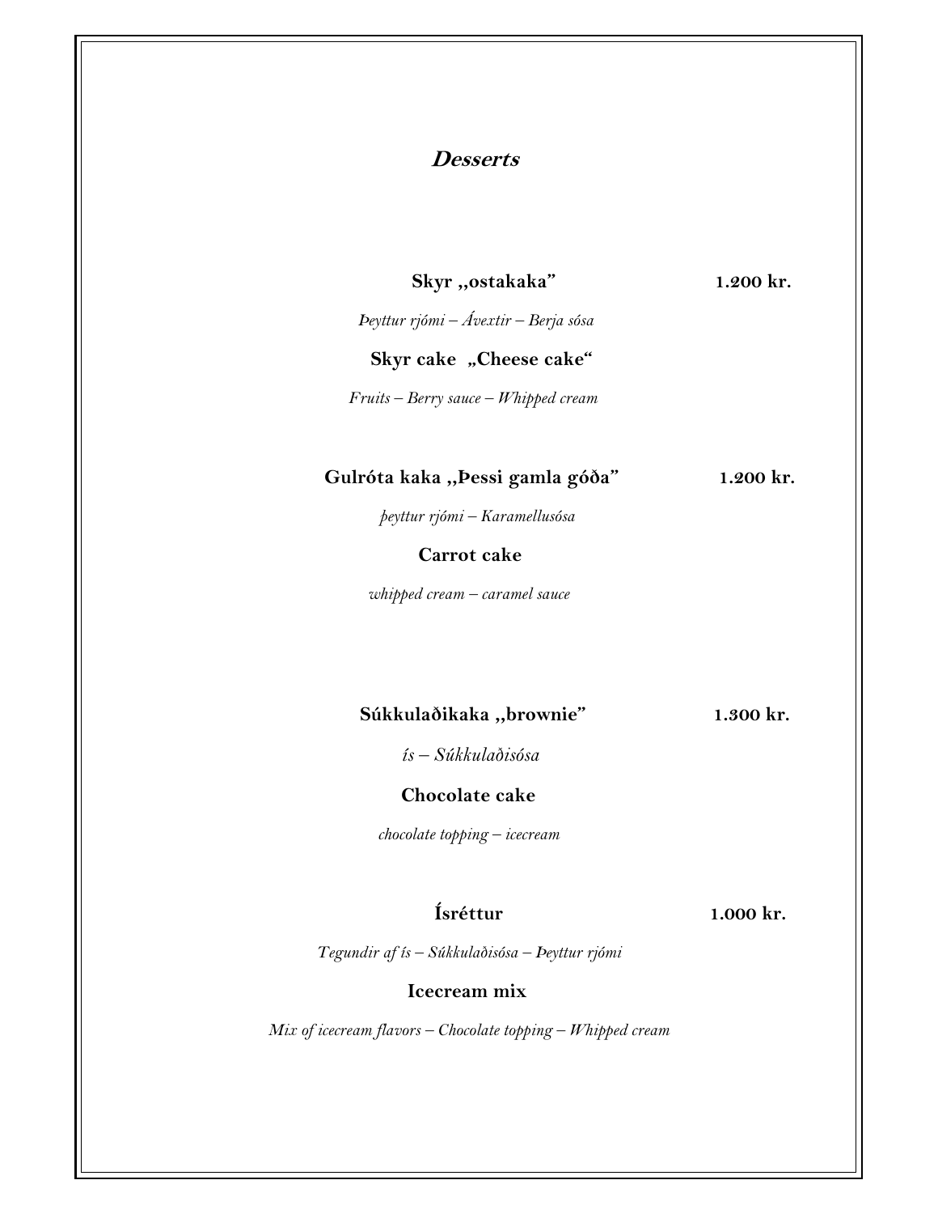# *Desserts*

**Skyr ,,ostakaka"** **1.200 kr.**

*Þeyttur rjómi – Ávextir – Berja sósa*

**Skyr cake „Cheese cake"**

*Fruits – Berry sauce – Whipped cream*

**Gulróta kaka ,,Þessi gamla góða"** **1.200 kr.**

*þeyttur rjómi – Karamellusósa*

**Carrot cake**

*whipped cream – caramel sauce*

**Súkkulaðikaka ,,brownie"** **1.300 kr.**

*ís – Súkkulaðisósa*

**Chocolate cake**

*chocolate topping – icecream*

**Ísréttur** **1.000 kr.**

*Tegundir af ís – Súkkulaðisósa – Þeyttur rjómi*

**Icecream mix**

*Mix of icecream flavors – Chocolate topping – Whipped cream*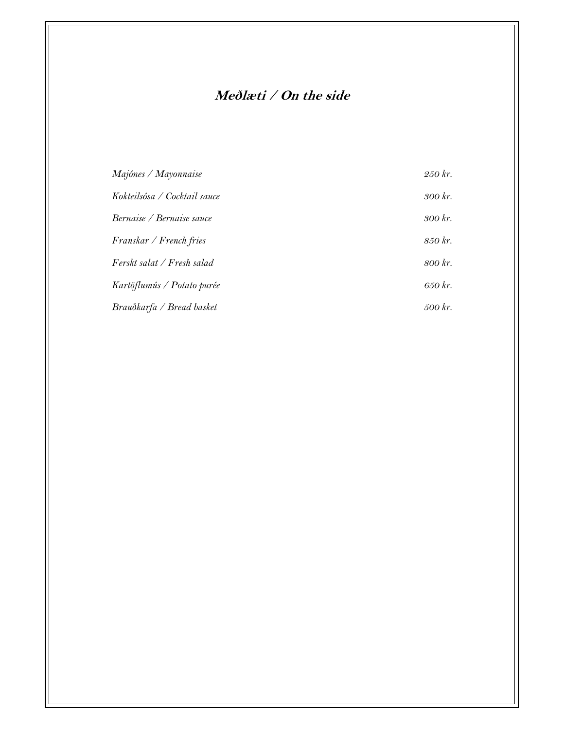## Meðlæti / On the side

| | |
|---|---|
| *Majónes / Mayonnaise* | *250 kr.* |
| *Kokteilsósa / Cocktail sauce* | *300 kr.* |
| *Bernaise / Bernaise sauce* | *300 kr.* |
| *Franskar / French fries* | *850 kr.* |
| *Ferskt salat / Fresh salad* | *800 kr.* |
| *Kartöflumús / Potato purée* | *650 kr.* |
| *Brauðkarfa / Bread basket* | *500 kr.* |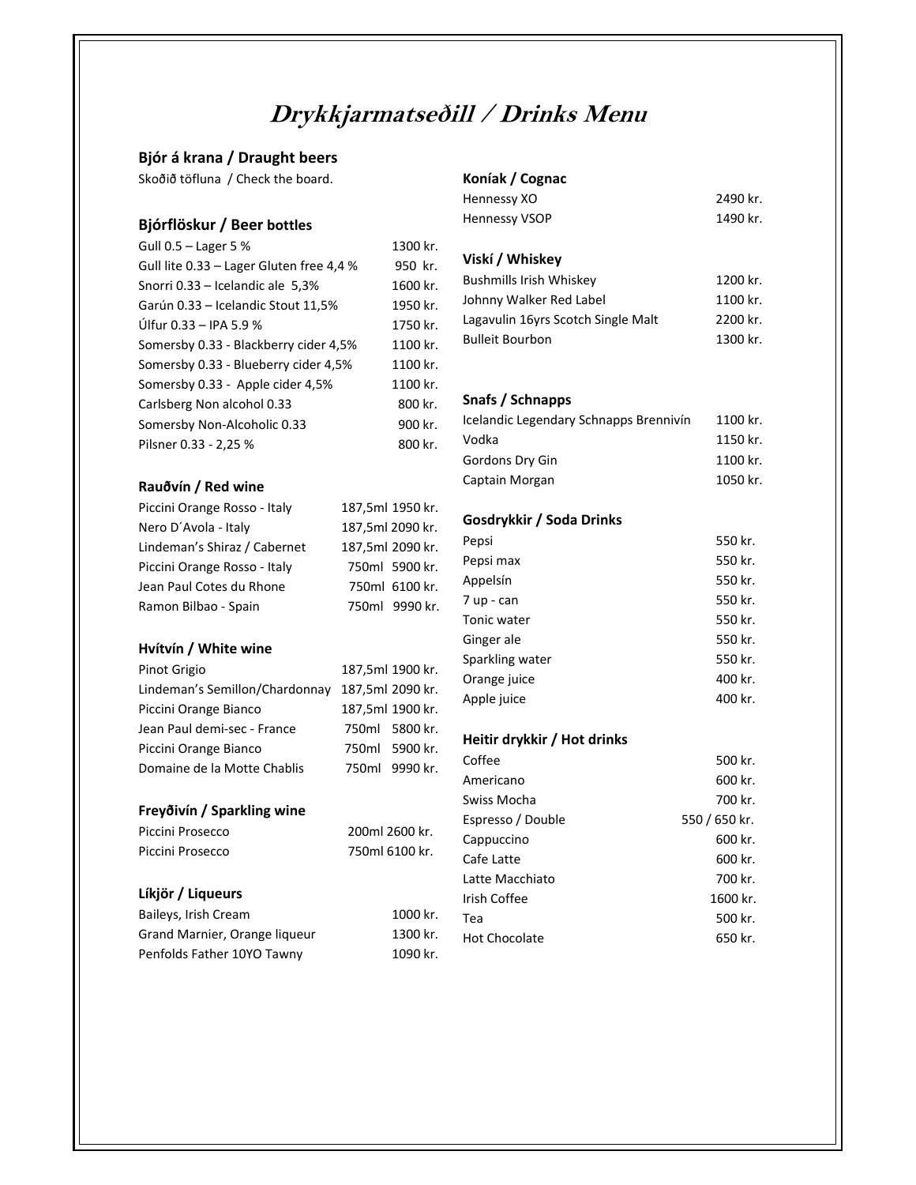# Drykkjarmatseðill / Drinks Menu

## Bjór á krana / Draught beers

Skoðið töfluna / Check the board.

## Bjórflöskur / Beer bottles

| | |
|---|---|
| Gull 0.5 – Lager 5 % | 1300 kr. |
| Gull lite 0.33 – Lager Gluten free 4,4 % | 950 kr. |
| Snorri 0.33 – Icelandic ale 5,3% | 1600 kr. |
| Garún 0.33 – Icelandic Stout 11,5% | 1950 kr. |
| Úlfur 0.33 – IPA 5.9 % | 1750 kr. |
| Somersby 0.33 - Blackberry cider 4,5% | 1100 kr. |
| Somersby 0.33 - Blueberry cider 4,5% | 1100 kr. |
| Somersby 0.33 - Apple cider 4,5% | 1100 kr. |
| Carlsberg Non alcohol 0.33 | 800 kr. |
| Somersby Non-Alcoholic 0.33 | 900 kr. |
| Pilsner 0.33 - 2,25 % | 800 kr. |

## Rauðvín / Red wine

| | | |
|---|---|---|
| Piccini Orange Rosso - Italy | 187,5ml | 1950 kr. |
| Nero D´Avola - Italy | 187,5ml | 2090 kr. |
| Lindeman's Shiraz / Cabernet | 187,5ml | 2090 kr. |
| Piccini Orange Rosso - Italy | 750ml | 5900 kr. |
| Jean Paul Cotes du Rhone | 750ml | 6100 kr. |
| Ramon Bilbao - Spain | 750ml | 9990 kr. |

## Hvítvín / White wine

| | | |
|---|---|---|
| Pinot Grigio | 187,5ml | 1900 kr. |
| Lindeman's Semillon/Chardonnay | 187,5ml | 2090 kr. |
| Piccini Orange Bianco | 187,5ml | 1900 kr. |
| Jean Paul demi-sec - France | 750ml | 5800 kr. |
| Piccini Orange Bianco | 750ml | 5900 kr. |
| Domaine de la Motte Chablis | 750ml | 9990 kr. |

## Freyðivín / Sparkling wine

| | | |
|---|---|---|
| Piccini Prosecco | 200ml | 2600 kr. |
| Piccini Prosecco | 750ml | 6100 kr. |

## Líkjör / Liqueurs

| | |
|---|---|
| Baileys, Irish Cream | 1000 kr. |
| Grand Marnier, Orange liqueur | 1300 kr. |
| Penfolds Father 10YO Tawny | 1090 kr. |

## Koníak / Cognac

| | |
|---|---|
| Hennessy XO | 2490 kr. |
| Hennessy VSOP | 1490 kr. |

## Viskí / Whiskey

| | |
|---|---|
| Bushmills Irish Whiskey | 1200 kr. |
| Johnny Walker Red Label | 1100 kr. |
| Lagavulin 16yrs Scotch Single Malt | 2200 kr. |
| Bulleit Bourbon | 1300 kr. |

## Snafs / Schnapps

| | |
|---|---|
| Icelandic Legendary Schnapps Brennivín | 1100 kr. |
| Vodka | 1150 kr. |
| Gordons Dry Gin | 1100 kr. |
| Captain Morgan | 1050 kr. |

## Gosdrykkir / Soda Drinks

| | |
|---|---|
| Pepsi | 550 kr. |
| Pepsi max | 550 kr. |
| Appelsín | 550 kr. |
| 7 up - can | 550 kr. |
| Tonic water | 550 kr. |
| Ginger ale | 550 kr. |
| Sparkling water | 550 kr. |
| Orange juice | 400 kr. |
| Apple juice | 400 kr. |

## Heitir drykkir / Hot drinks

| | |
|---|---|
| Coffee | 500 kr. |
| Americano | 600 kr. |
| Swiss Mocha | 700 kr. |
| Espresso / Double | 550 / 650 kr. |
| Cappuccino | 600 kr. |
| Cafe Latte | 600 kr. |
| Latte Macchiato | 700 kr. |
| Irish Coffee | 1600 kr. |
| Tea | 500 kr. |
| Hot Chocolate | 650 kr. |